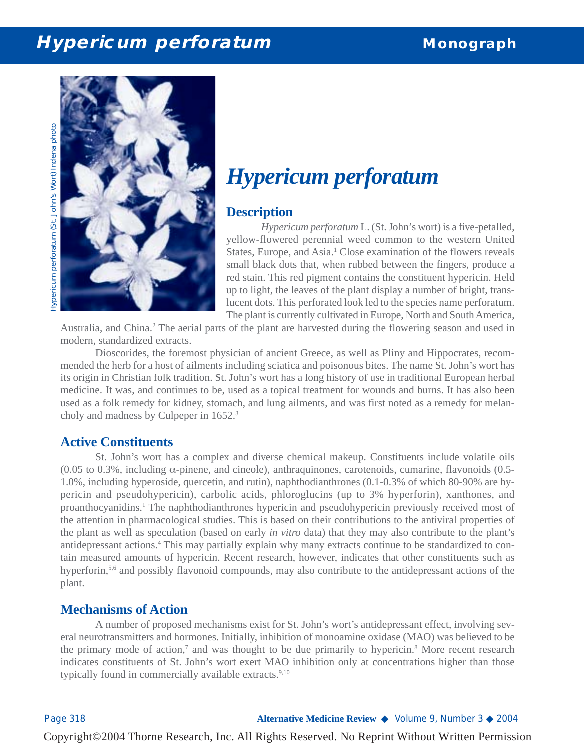# Hypericum perforatum

## Description

*Hypericum perforatum* L. (St. John's wort) is a five-petalled, yellow-flowered perennial weed common to the western United States, Europe, and Asia.[1] Close examination of the flowers reveals small black dots that, when rubbed between the fingers, produce a red stain. This red pigment contains the constituent hypericin. Held up to light, the leaves of the plant display a number of bright, translucent dots. This perforated look led to the species name perforatum. The plant is currently cultivated in Europe, North and South America, Australia, and China.[2] The aerial parts of the plant are harvested during the flowering season and used in modern, standardized extracts.

Dioscorides, the foremost physician of ancient Greece, as well as Pliny and Hippocrates, recommended the herb for a host of ailments including sciatica and poisonous bites. The name St. John's wort has its origin in Christian folk tradition. St. John's wort has a long history of use in traditional European herbal medicine. It was, and continues to be, used as a topical treatment for wounds and burns. It has also been used as a folk remedy for kidney, stomach, and lung ailments, and was first noted as a remedy for melancholy and madness by Culpeper in 1652.[3]

## Active Constituents

St. John's wort has a complex and diverse chemical makeup. Constituents include volatile oils (0.05 to 0.3%, including α-pinene, and cineole), anthraquinones, carotenoids, cumarine, flavonoids (0.5-1.0%, including hyperoside, quercetin, and rutin), naphthodianthrones (0.1-0.3% of which 80-90% are hypericin and pseudohypericin), carbolic acids, phloroglucins (up to 3% hyperforin), xanthones, and proanthocyanidins.[1] The naphthodianthrones hypericin and pseudohypericin previously received most of the attention in pharmacological studies. This is based on their contributions to the antiviral properties of the plant as well as speculation (based on early *in vitro* data) that they may also contribute to the plant's antidepressant actions.[4] This may partially explain why many extracts continue to be standardized to contain measured amounts of hypericin. Recent research, however, indicates that other constituents such as hyperforin,[5,6] and possibly flavonoid compounds, may also contribute to the antidepressant actions of the plant.

## Mechanisms of Action

A number of proposed mechanisms exist for St. John's wort's antidepressant effect, involving several neurotransmitters and hormones. Initially, inhibition of monoamine oxidase (MAO) was believed to be the primary mode of action,[7] and was thought to be due primarily to hypericin.[8] More recent research indicates constituents of St. John's wort exert MAO inhibition only at concentrations higher than those typically found in commercially available extracts.[9,10]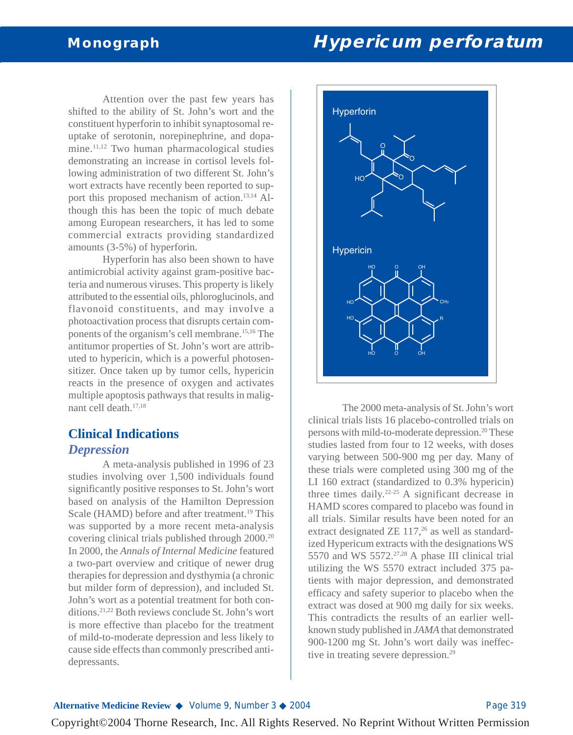Attention over the past few years has shifted to the ability of St. John's wort and the constituent hyperforin to inhibit synaptosomal reuptake of serotonin, norepinephrine, and dopamine.[11,12] Two human pharmacological studies demonstrating an increase in cortisol levels following administration of two different St. John's wort extracts have recently been reported to support this proposed mechanism of action.[13,14] Although this has been the topic of much debate among European researchers, it has led to some commercial extracts providing standardized amounts (3-5%) of hyperforin.

Hyperforin has also been shown to have antimicrobial activity against gram-positive bacteria and numerous viruses. This property is likely attributed to the essential oils, phloroglucinols, and flavonoid constituents, and may involve a photoactivation process that disrupts certain components of the organism's cell membrane.[15,16] The antitumor properties of St. John's wort are attributed to hypericin, which is a powerful photosensitizer. Once taken up by tumor cells, hypericin reacts in the presence of oxygen and activates multiple apoptosis pathways that results in malignant cell death.[17,18]

## Clinical Indications

### *Depression*

A meta-analysis published in 1996 of 23 studies involving over 1,500 individuals found significantly positive responses to St. John's wort based on analysis of the Hamilton Depression Scale (HAMD) before and after treatment.[19] This was supported by a more recent meta-analysis covering clinical trials published through 2000.[20] In 2000, the *Annals of Internal Medicine* featured a two-part overview and critique of newer drug therapies for depression and dysthymia (a chronic but milder form of depression), and included St. John's wort as a potential treatment for both conditions.[21,22] Both reviews conclude St. John's wort is more effective than placebo for the treatment of mild-to-moderate depression and less likely to cause side effects than commonly prescribed antidepressants.

Hyperforin

Hypericin

The 2000 meta-analysis of St. John's wort clinical trials lists 16 placebo-controlled trials on persons with mild-to-moderate depression.[20] These studies lasted from four to 12 weeks, with doses varying between 500-900 mg per day. Many of these trials were completed using 300 mg of the LI 160 extract (standardized to 0.3% hypericin) three times daily.[22-25] A significant decrease in HAMD scores compared to placebo was found in all trials. Similar results have been noted for an extract designated ZE 117,[26] as well as standardized Hypericum extracts with the designations WS 5570 and WS 5572.[27,28] A phase III clinical trial utilizing the WS 5570 extract included 375 patients with major depression, and demonstrated efficacy and safety superior to placebo when the extract was dosed at 900 mg daily for six weeks. This contradicts the results of an earlier well-known study published in *JAMA* that demonstrated 900-1200 mg St. John's wort daily was ineffective in treating severe depression.[29]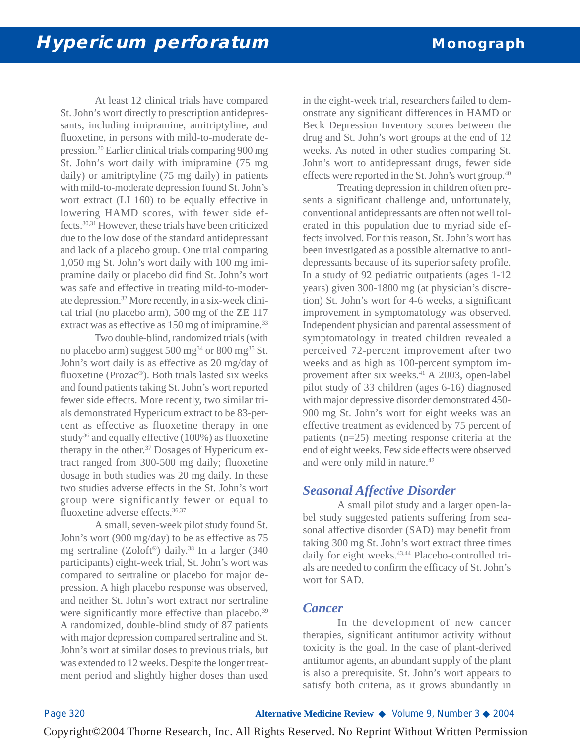At least 12 clinical trials have compared St. John's wort directly to prescription antidepressants, including imipramine, amitriptyline, and fluoxetine, in persons with mild-to-moderate depression.[20] Earlier clinical trials comparing 900 mg St. John's wort daily with imipramine (75 mg daily) or amitriptyline (75 mg daily) in patients with mild-to-moderate depression found St. John's wort extract (LI 160) to be equally effective in lowering HAMD scores, with fewer side effects.[30,31] However, these trials have been criticized due to the low dose of the standard antidepressant and lack of a placebo group. One trial comparing 1,050 mg St. John's wort daily with 100 mg imipramine daily or placebo did find St. John's wort was safe and effective in treating mild-to-moderate depression.[32] More recently, in a six-week clinical trial (no placebo arm), 500 mg of the ZE 117 extract was as effective as 150 mg of imipramine.[33]

Two double-blind, randomized trials (with no placebo arm) suggest 500 mg[34] or 800 mg[35] St. John's wort daily is as effective as 20 mg/day of fluoxetine (Prozac®). Both trials lasted six weeks and found patients taking St. John's wort reported fewer side effects. More recently, two similar trials demonstrated Hypericum extract to be 83-percent as effective as fluoxetine therapy in one study[36] and equally effective (100%) as fluoxetine therapy in the other.[37] Dosages of Hypericum extract ranged from 300-500 mg daily; fluoxetine dosage in both studies was 20 mg daily. In these two studies adverse effects in the St. John's wort group were significantly fewer or equal to fluoxetine adverse effects.[36,37]

A small, seven-week pilot study found St. John's wort (900 mg/day) to be as effective as 75 mg sertraline (Zoloft®) daily.[38] In a larger (340 participants) eight-week trial, St. John's wort was compared to sertraline or placebo for major depression. A high placebo response was observed, and neither St. John's wort extract nor sertraline were significantly more effective than placebo.[39] A randomized, double-blind study of 87 patients with major depression compared sertraline and St. John's wort at similar doses to previous trials, but was extended to 12 weeks. Despite the longer treatment period and slightly higher doses than used in the eight-week trial, researchers failed to demonstrate any significant differences in HAMD or Beck Depression Inventory scores between the drug and St. John's wort groups at the end of 12 weeks. As noted in other studies comparing St. John's wort to antidepressant drugs, fewer side effects were reported in the St. John's wort group.[40]

Treating depression in children often presents a significant challenge and, unfortunately, conventional antidepressants are often not well tolerated in this population due to myriad side effects involved. For this reason, St. John's wort has been investigated as a possible alternative to antidepressants because of its superior safety profile. In a study of 92 pediatric outpatients (ages 1-12 years) given 300-1800 mg (at physician's discretion) St. John's wort for 4-6 weeks, a significant improvement in symptomatology was observed. Independent physician and parental assessment of symptomatology in treated children revealed a perceived 72-percent improvement after two weeks and as high as 100-percent symptom improvement after six weeks.[41] A 2003, open-label pilot study of 33 children (ages 6-16) diagnosed with major depressive disorder demonstrated 450-900 mg St. John's wort for eight weeks was an effective treatment as evidenced by 75 percent of patients (n=25) meeting response criteria at the end of eight weeks. Few side effects were observed and were only mild in nature.[42]

## Seasonal Affective Disorder

A small pilot study and a larger open-label study suggested patients suffering from seasonal affective disorder (SAD) may benefit from taking 300 mg St. John's wort extract three times daily for eight weeks.[43,44] Placebo-controlled trials are needed to confirm the efficacy of St. John's wort for SAD.

## Cancer

In the development of new cancer therapies, significant antitumor activity without toxicity is the goal. In the case of plant-derived antitumor agents, an abundant supply of the plant is also a prerequisite. St. John's wort appears to satisfy both criteria, as it grows abundantly in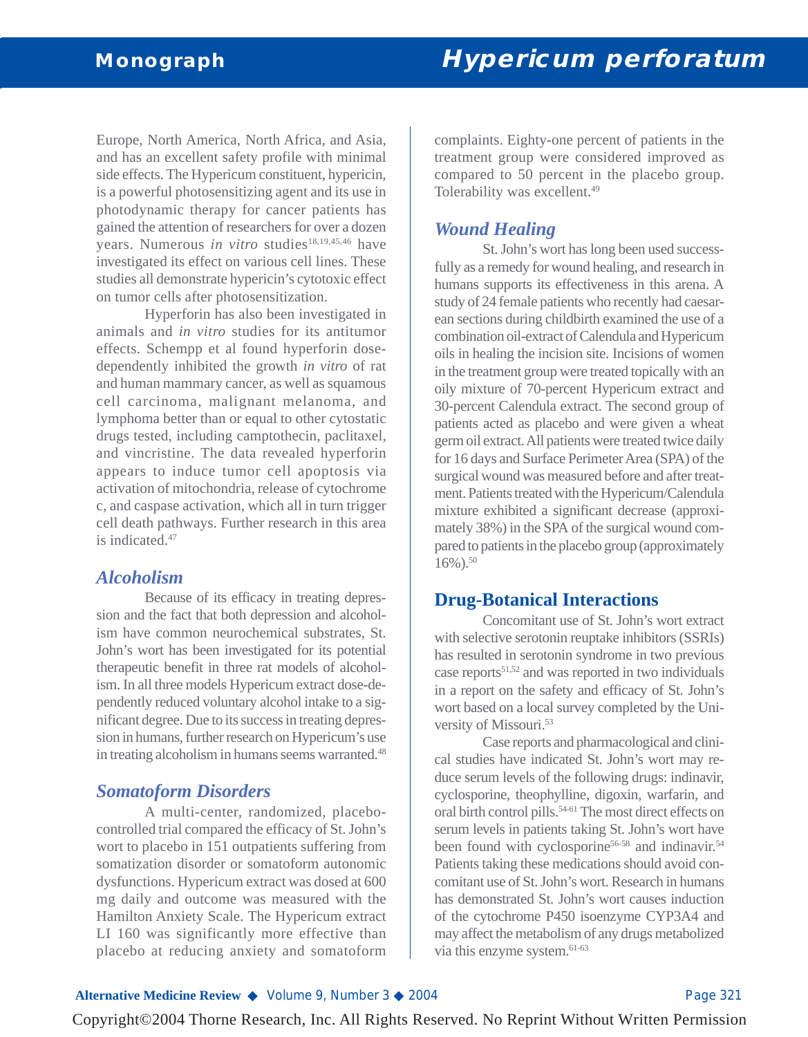Europe, North America, North Africa, and Asia, and has an excellent safety profile with minimal side effects. The Hypericum constituent, hypericin, is a powerful photosensitizing agent and its use in photodynamic therapy for cancer patients has gained the attention of researchers for over a dozen years. Numerous *in vitro* studies[18,19,45,46] have investigated its effect on various cell lines. These studies all demonstrate hypericin's cytotoxic effect on tumor cells after photosensitization.

Hyperforin has also been investigated in animals and *in vitro* studies for its antitumor effects. Schempp et al found hyperforin dose-dependently inhibited the growth *in vitro* of rat and human mammary cancer, as well as squamous cell carcinoma, malignant melanoma, and lymphoma better than or equal to other cytostatic drugs tested, including camptothecin, paclitaxel, and vincristine. The data revealed hyperforin appears to induce tumor cell apoptosis via activation of mitochondria, release of cytochrome c, and caspase activation, which all in turn trigger cell death pathways. Further research in this area is indicated.[47]

## *Alcoholism*

Because of its efficacy in treating depression and the fact that both depression and alcoholism have common neurochemical substrates, St. John's wort has been investigated for its potential therapeutic benefit in three rat models of alcoholism. In all three models Hypericum extract dose-dependently reduced voluntary alcohol intake to a significant degree. Due to its success in treating depression in humans, further research on Hypericum's use in treating alcoholism in humans seems warranted.[48]

## *Somatoform Disorders*

A multi-center, randomized, placebo-controlled trial compared the efficacy of St. John's wort to placebo in 151 outpatients suffering from somatization disorder or somatoform autonomic dysfunctions. Hypericum extract was dosed at 600 mg daily and outcome was measured with the Hamilton Anxiety Scale. The Hypericum extract LI 160 was significantly more effective than placebo at reducing anxiety and somatoform complaints. Eighty-one percent of patients in the treatment group were considered improved as compared to 50 percent in the placebo group. Tolerability was excellent.[49]

## *Wound Healing*

St. John's wort has long been used successfully as a remedy for wound healing, and research in humans supports its effectiveness in this arena. A study of 24 female patients who recently had caesarean sections during childbirth examined the use of a combination oil-extract of Calendula and Hypericum oils in healing the incision site. Incisions of women in the treatment group were treated topically with an oily mixture of 70-percent Hypericum extract and 30-percent Calendula extract. The second group of patients acted as placebo and were given a wheat germ oil extract. All patients were treated twice daily for 16 days and Surface Perimeter Area (SPA) of the surgical wound was measured before and after treatment. Patients treated with the Hypericum/Calendula mixture exhibited a significant decrease (approximately 38%) in the SPA of the surgical wound compared to patients in the placebo group (approximately 16%).[50]

# Drug-Botanical Interactions

Concomitant use of St. John's wort extract with selective serotonin reuptake inhibitors (SSRIs) has resulted in serotonin syndrome in two previous case reports[51,52] and was reported in two individuals in a report on the safety and efficacy of St. John's wort based on a local survey completed by the University of Missouri.[53]

Case reports and pharmacological and clinical studies have indicated St. John's wort may reduce serum levels of the following drugs: indinavir, cyclosporine, theophylline, digoxin, warfarin, and oral birth control pills.[54-61] The most direct effects on serum levels in patients taking St. John's wort have been found with cyclosporine[56-58] and indinavir.[54] Patients taking these medications should avoid concomitant use of St. John's wort. Research in humans has demonstrated St. John's wort causes induction of the cytochrome P450 isoenzyme CYP3A4 and may affect the metabolism of any drugs metabolized via this enzyme system.[61-63]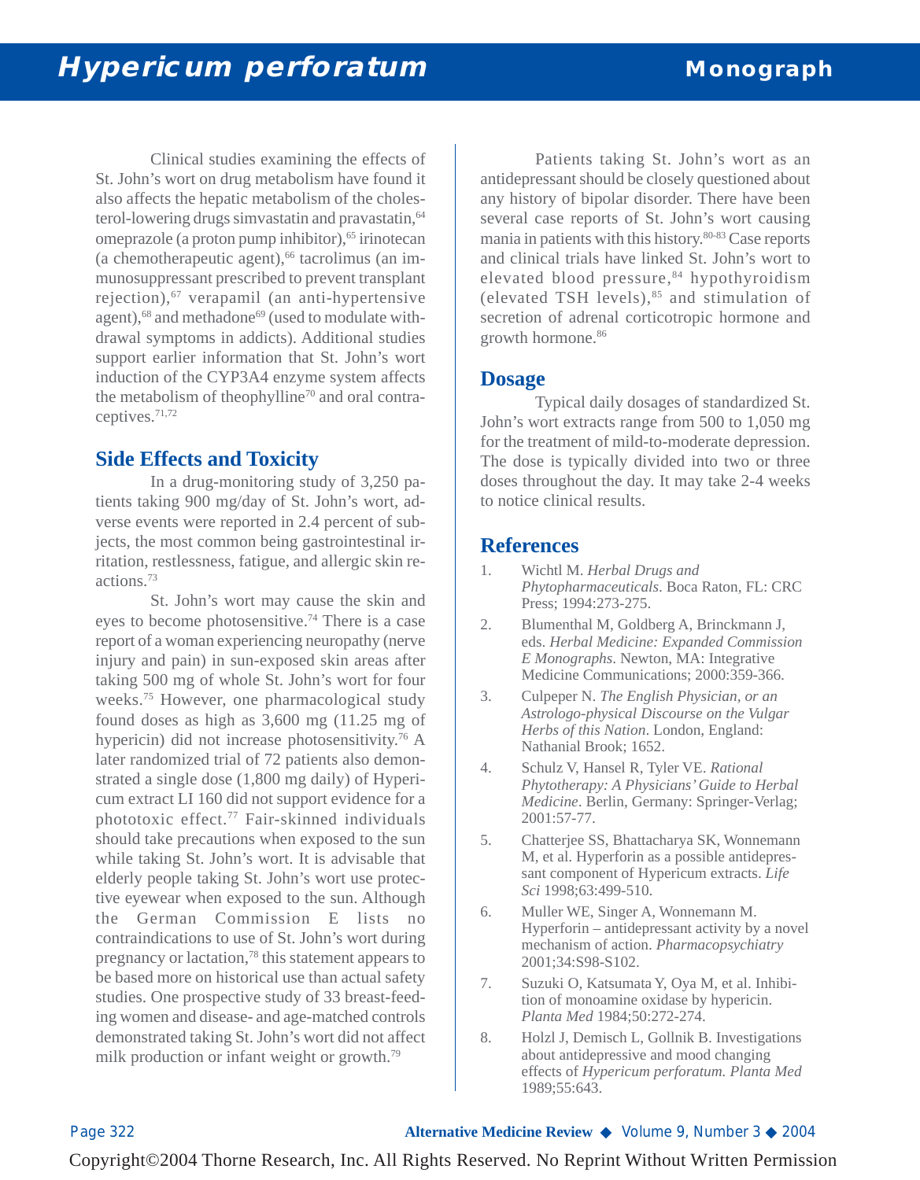Clinical studies examining the effects of St. John's wort on drug metabolism have found it also affects the hepatic metabolism of the cholesterol-lowering drugs simvastatin and pravastatin,[64] omeprazole (a proton pump inhibitor),[65] irinotecan (a chemotherapeutic agent),[66] tacrolimus (an immunosuppressant prescribed to prevent transplant rejection),[67] verapamil (an anti-hypertensive agent),[68] and methadone[69] (used to modulate withdrawal symptoms in addicts). Additional studies support earlier information that St. John's wort induction of the CYP3A4 enzyme system affects the metabolism of theophylline[70] and oral contraceptives.[71,72]

## Side Effects and Toxicity

In a drug-monitoring study of 3,250 patients taking 900 mg/day of St. John's wort, adverse events were reported in 2.4 percent of subjects, the most common being gastrointestinal irritation, restlessness, fatigue, and allergic skin reactions.[73]

St. John's wort may cause the skin and eyes to become photosensitive.[74] There is a case report of a woman experiencing neuropathy (nerve injury and pain) in sun-exposed skin areas after taking 500 mg of whole St. John's wort for four weeks.[75] However, one pharmacological study found doses as high as 3,600 mg (11.25 mg of hypericin) did not increase photosensitivity.[76] A later randomized trial of 72 patients also demonstrated a single dose (1,800 mg daily) of Hypericum extract LI 160 did not support evidence for a phototoxic effect.[77] Fair-skinned individuals should take precautions when exposed to the sun while taking St. John's wort. It is advisable that elderly people taking St. John's wort use protective eyewear when exposed to the sun. Although the German Commission E lists no contraindications to use of St. John's wort during pregnancy or lactation,[78] this statement appears to be based more on historical use than actual safety studies. One prospective study of 33 breast-feeding women and disease- and age-matched controls demonstrated taking St. John's wort did not affect milk production or infant weight or growth.[79]

Patients taking St. John's wort as an antidepressant should be closely questioned about any history of bipolar disorder. There have been several case reports of St. John's wort causing mania in patients with this history.[80-83] Case reports and clinical trials have linked St. John's wort to elevated blood pressure,[84] hypothyroidism (elevated TSH levels),[85] and stimulation of secretion of adrenal corticotropic hormone and growth hormone.[86]

## Dosage

Typical daily dosages of standardized St. John's wort extracts range from 500 to 1,050 mg for the treatment of mild-to-moderate depression. The dose is typically divided into two or three doses throughout the day. It may take 2-4 weeks to notice clinical results.

## References

1. Wichtl M. *Herbal Drugs and Phytopharmaceuticals*. Boca Raton, FL: CRC Press; 1994:273-275.
2. Blumenthal M, Goldberg A, Brinckmann J, eds. *Herbal Medicine: Expanded Commission E Monographs*. Newton, MA: Integrative Medicine Communications; 2000:359-366.
3. Culpeper N. *The English Physician, or an Astrologo-physical Discourse on the Vulgar Herbs of this Nation*. London, England: Nathanial Brook; 1652.
4. Schulz V, Hansel R, Tyler VE. *Rational Phytotherapy: A Physicians' Guide to Herbal Medicine*. Berlin, Germany: Springer-Verlag; 2001:57-77.
5. Chatterjee SS, Bhattacharya SK, Wonnemann M, et al. Hyperforin as a possible antidepressant component of Hypericum extracts. *Life Sci* 1998;63:499-510.
6. Muller WE, Singer A, Wonnemann M. Hyperforin – antidepressant activity by a novel mechanism of action. *Pharmacopsychiatry* 2001;34:S98-S102.
7. Suzuki O, Katsumata Y, Oya M, et al. Inhibition of monoamine oxidase by hypericin. *Planta Med* 1984;50:272-274.
8. Holzl J, Demisch L, Gollnik B. Investigations about antidepressive and mood changing effects of *Hypericum perforatum. Planta Med* 1989;55:643.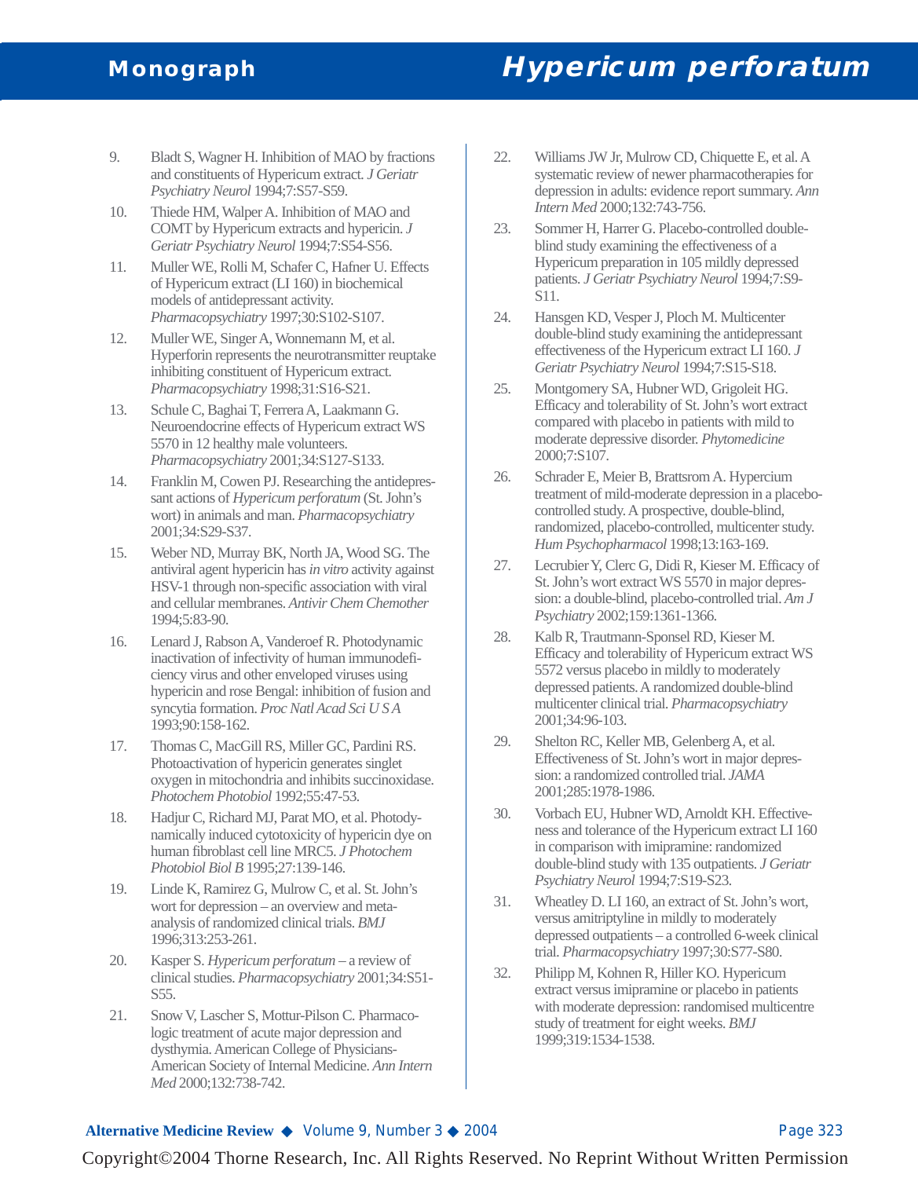9. Bladt S, Wagner H. Inhibition of MAO by fractions and constituents of Hypericum extract. *J Geriatr Psychiatry Neurol* 1994;7:S57-S59.
10. Thiede HM, Walper A. Inhibition of MAO and COMT by Hypericum extracts and hypericin. *J Geriatr Psychiatry Neurol* 1994;7:S54-S56.
11. Muller WE, Rolli M, Schafer C, Hafner U. Effects of Hypericum extract (LI 160) in biochemical models of antidepressant activity. *Pharmacopsychiatry* 1997;30:S102-S107.
12. Muller WE, Singer A, Wonnemann M, et al. Hyperforin represents the neurotransmitter reuptake inhibiting constituent of Hypericum extract. *Pharmacopsychiatry* 1998;31:S16-S21.
13. Schule C, Baghai T, Ferrera A, Laakmann G. Neuroendocrine effects of Hypericum extract WS 5570 in 12 healthy male volunteers. *Pharmacopsychiatry* 2001;34:S127-S133.
14. Franklin M, Cowen PJ. Researching the antidepressant actions of *Hypericum perforatum* (St. John's wort) in animals and man. *Pharmacopsychiatry* 2001;34:S29-S37.
15. Weber ND, Murray BK, North JA, Wood SG. The antiviral agent hypericin has *in vitro* activity against HSV-1 through non-specific association with viral and cellular membranes. *Antivir Chem Chemother* 1994;5:83-90.
16. Lenard J, Rabson A, Vanderoef R. Photodynamic inactivation of infectivity of human immunodeficiency virus and other enveloped viruses using hypericin and rose Bengal: inhibition of fusion and syncytia formation. *Proc Natl Acad Sci U S A* 1993;90:158-162.
17. Thomas C, MacGill RS, Miller GC, Pardini RS. Photoactivation of hypericin generates singlet oxygen in mitochondria and inhibits succinoxidase. *Photochem Photobiol* 1992;55:47-53.
18. Hadjur C, Richard MJ, Parat MO, et al. Photodynamically induced cytotoxicity of hypericin dye on human fibroblast cell line MRC5. *J Photochem Photobiol Biol B* 1995;27:139-146.
19. Linde K, Ramirez G, Mulrow C, et al. St. John's wort for depression – an overview and meta-analysis of randomized clinical trials. *BMJ* 1996;313:253-261.
20. Kasper S. *Hypericum perforatum* – a review of clinical studies. *Pharmacopsychiatry* 2001;34:S51-S55.
21. Snow V, Lascher S, Mottur-Pilson C. Pharmacologic treatment of acute major depression and dysthymia. American College of Physicians-American Society of Internal Medicine. *Ann Intern Med* 2000;132:738-742.
22. Williams JW Jr, Mulrow CD, Chiquette E, et al. A systematic review of newer pharmacotherapies for depression in adults: evidence report summary. *Ann Intern Med* 2000;132:743-756.
23. Sommer H, Harrer G. Placebo-controlled double-blind study examining the effectiveness of a Hypericum preparation in 105 mildly depressed patients. *J Geriatr Psychiatry Neurol* 1994;7:S9-S11.
24. Hansgen KD, Vesper J, Ploch M. Multicenter double-blind study examining the antidepressant effectiveness of the Hypericum extract LI 160. *J Geriatr Psychiatry Neurol* 1994;7:S15-S18.
25. Montgomery SA, Hubner WD, Grigoleit HG. Efficacy and tolerability of St. John's wort extract compared with placebo in patients with mild to moderate depressive disorder. *Phytomedicine* 2000;7:S107.
26. Schrader E, Meier B, Brattsrom A. Hypercium treatment of mild-moderate depression in a placebo-controlled study. A prospective, double-blind, randomized, placebo-controlled, multicenter study. *Hum Psychopharmacol* 1998;13:163-169.
27. Lecrubier Y, Clerc G, Didi R, Kieser M. Efficacy of St. John's wort extract WS 5570 in major depression: a double-blind, placebo-controlled trial. *Am J Psychiatry* 2002;159:1361-1366.
28. Kalb R, Trautmann-Sponsel RD, Kieser M. Efficacy and tolerability of Hypericum extract WS 5572 versus placebo in mildly to moderately depressed patients. A randomized double-blind multicenter clinical trial. *Pharmacopsychiatry* 2001;34:96-103.
29. Shelton RC, Keller MB, Gelenberg A, et al. Effectiveness of St. John's wort in major depression: a randomized controlled trial. *JAMA* 2001;285:1978-1986.
30. Vorbach EU, Hubner WD, Arnoldt KH. Effectiveness and tolerance of the Hypericum extract LI 160 in comparison with imipramine: randomized double-blind study with 135 outpatients. *J Geriatr Psychiatry Neurol* 1994;7:S19-S23.
31. Wheatley D. LI 160, an extract of St. John's wort, versus amitriptyline in mildly to moderately depressed outpatients – a controlled 6-week clinical trial. *Pharmacopsychiatry* 1997;30:S77-S80.
32. Philipp M, Kohnen R, Hiller KO. Hypericum extract versus imipramine or placebo in patients with moderate depression: randomised multicentre study of treatment for eight weeks. *BMJ* 1999;319:1534-1538.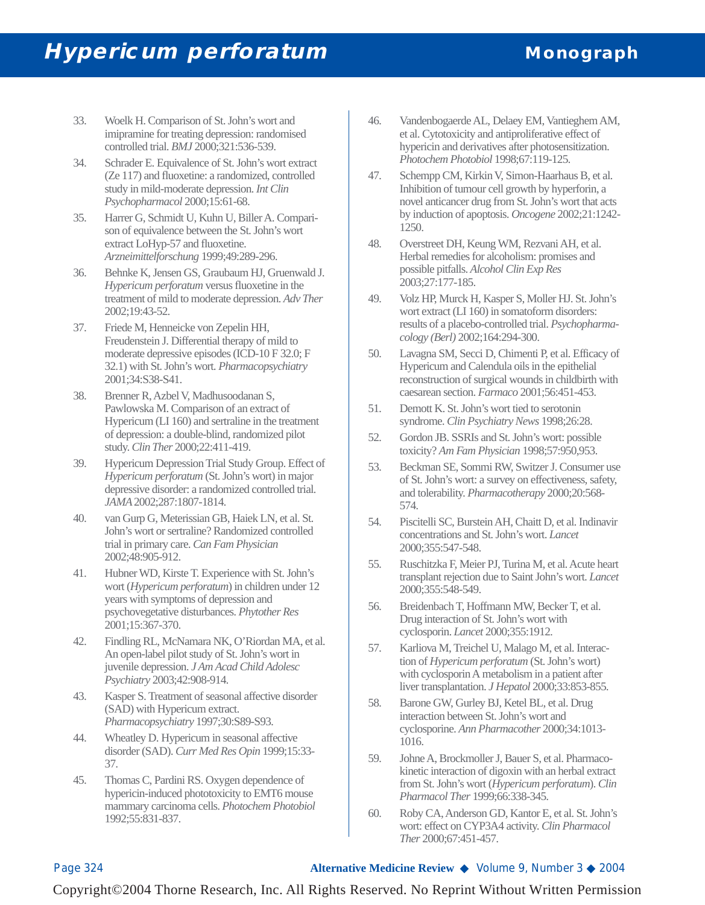33. Woelk H. Comparison of St. John's wort and imipramine for treating depression: randomised controlled trial. *BMJ* 2000;321:536-539.
34. Schrader E. Equivalence of St. John's wort extract (Ze 117) and fluoxetine: a randomized, controlled study in mild-moderate depression. *Int Clin Psychopharmacol* 2000;15:61-68.
35. Harrer G, Schmidt U, Kuhn U, Biller A. Comparison of equivalence between the St. John's wort extract LoHyp-57 and fluoxetine. *Arzneimittelforschung* 1999;49:289-296.
36. Behnke K, Jensen GS, Graubaum HJ, Gruenwald J. *Hypericum perforatum* versus fluoxetine in the treatment of mild to moderate depression. *Adv Ther* 2002;19:43-52.
37. Friede M, Henneicke von Zepelin HH, Freudenstein J. Differential therapy of mild to moderate depressive episodes (ICD-10 F 32.0; F 32.1) with St. John's wort. *Pharmacopsychiatry* 2001;34:S38-S41.
38. Brenner R, Azbel V, Madhusoodanan S, Pawlowska M. Comparison of an extract of Hypericum (LI 160) and sertraline in the treatment of depression: a double-blind, randomized pilot study. *Clin Ther* 2000;22:411-419.
39. Hypericum Depression Trial Study Group. Effect of *Hypericum perforatum* (St. John's wort) in major depressive disorder: a randomized controlled trial. *JAMA* 2002;287:1807-1814.
40. van Gurp G, Meterissian GB, Haiek LN, et al. St. John's wort or sertraline? Randomized controlled trial in primary care. *Can Fam Physician* 2002;48:905-912.
41. Hubner WD, Kirste T. Experience with St. John's wort (*Hypericum perforatum*) in children under 12 years with symptoms of depression and psychovegetative disturbances. *Phytother Res* 2001;15:367-370.
42. Findling RL, McNamara NK, O'Riordan MA, et al. An open-label pilot study of St. John's wort in juvenile depression. *J Am Acad Child Adolesc Psychiatry* 2003;42:908-914.
43. Kasper S. Treatment of seasonal affective disorder (SAD) with Hypericum extract. *Pharmacopsychiatry* 1997;30:S89-S93.
44. Wheatley D. Hypericum in seasonal affective disorder (SAD). *Curr Med Res Opin* 1999;15:33-37.
45. Thomas C, Pardini RS. Oxygen dependence of hypericin-induced phototoxicity to EMT6 mouse mammary carcinoma cells. *Photochem Photobiol* 1992;55:831-837.
46. Vandenbogaerde AL, Delaey EM, Vantieghem AM, et al. Cytotoxicity and antiproliferative effect of hypericin and derivatives after photosensitization. *Photochem Photobiol* 1998;67:119-125.
47. Schempp CM, Kirkin V, Simon-Haarhaus B, et al. Inhibition of tumour cell growth by hyperforin, a novel anticancer drug from St. John's wort that acts by induction of apoptosis. *Oncogene* 2002;21:1242-1250.
48. Overstreet DH, Keung WM, Rezvani AH, et al. Herbal remedies for alcoholism: promises and possible pitfalls. *Alcohol Clin Exp Res* 2003;27:177-185.
49. Volz HP, Murck H, Kasper S, Moller HJ. St. John's wort extract (LI 160) in somatoform disorders: results of a placebo-controlled trial. *Psychopharmacology (Berl)* 2002;164:294-300.
50. Lavagna SM, Secci D, Chimenti P, et al. Efficacy of Hypericum and Calendula oils in the epithelial reconstruction of surgical wounds in childbirth with caesarean section. *Farmaco* 2001;56:451-453.
51. Demott K. St. John's wort tied to serotonin syndrome. *Clin Psychiatry News* 1998;26:28.
52. Gordon JB. SSRIs and St. John's wort: possible toxicity? *Am Fam Physician* 1998;57:950,953.
53. Beckman SE, Sommi RW, Switzer J. Consumer use of St. John's wort: a survey on effectiveness, safety, and tolerability. *Pharmacotherapy* 2000;20:568-574.
54. Piscitelli SC, Burstein AH, Chaitt D, et al. Indinavir concentrations and St. John's wort. *Lancet* 2000;355:547-548.
55. Ruschitzka F, Meier PJ, Turina M, et al. Acute heart transplant rejection due to Saint John's wort. *Lancet* 2000;355:548-549.
56. Breidenbach T, Hoffmann MW, Becker T, et al. Drug interaction of St. John's wort with cyclosporin. *Lancet* 2000;355:1912.
57. Karliova M, Treichel U, Malago M, et al. Interaction of *Hypericum perforatum* (St. John's wort) with cyclosporin A metabolism in a patient after liver transplantation. *J Hepatol* 2000;33:853-855.
58. Barone GW, Gurley BJ, Ketel BL, et al. Drug interaction between St. John's wort and cyclosporine. *Ann Pharmacother* 2000;34:1013-1016.
59. Johne A, Brockmoller J, Bauer S, et al. Pharmacokinetic interaction of digoxin with an herbal extract from St. John's wort (*Hypericum perforatum*). *Clin Pharmacol Ther* 1999;66:338-345.
60. Roby CA, Anderson GD, Kantor E, et al. St. John's wort: effect on CYP3A4 activity. *Clin Pharmacol Ther* 2000;67:451-457.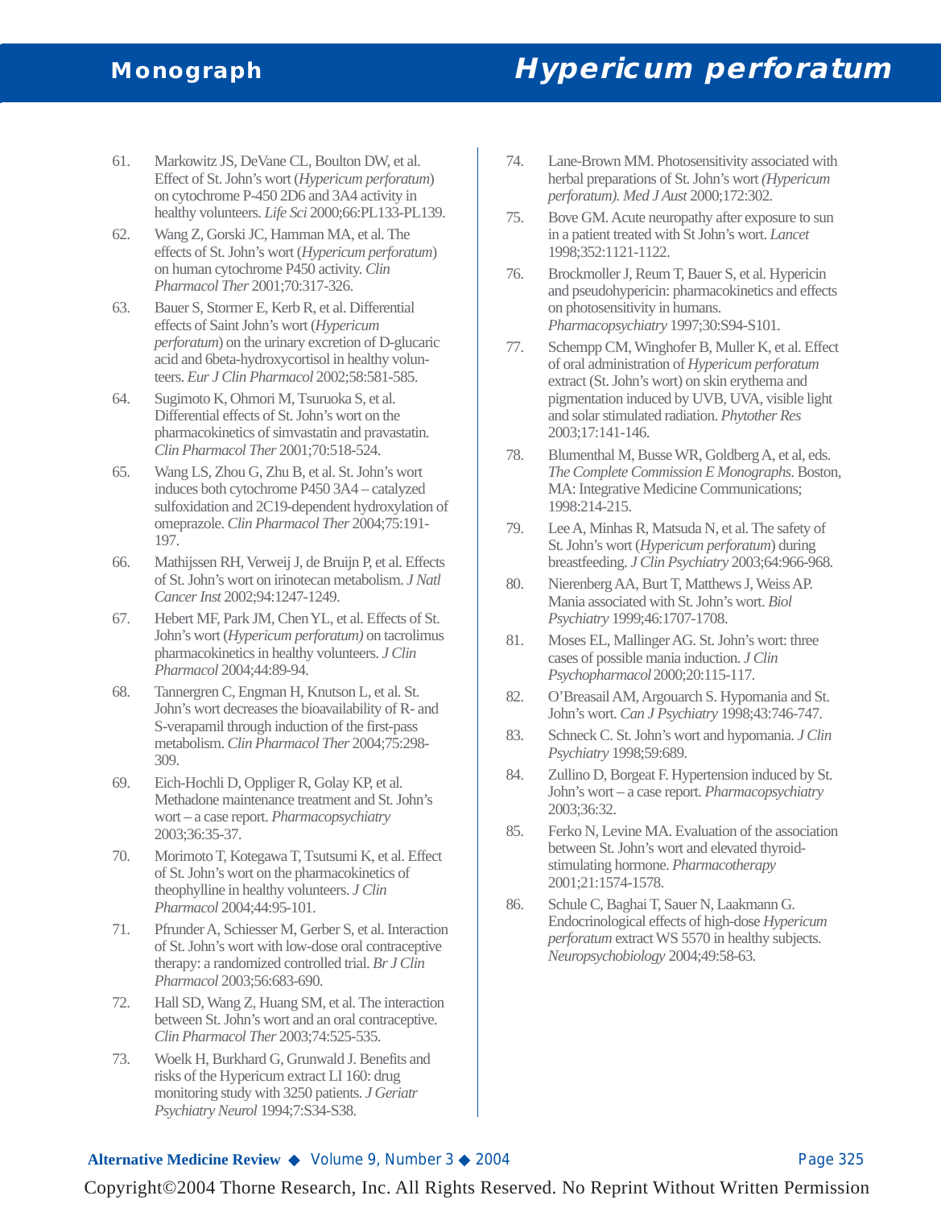61. Markowitz JS, DeVane CL, Boulton DW, et al. Effect of St. John's wort (*Hypericum perforatum*) on cytochrome P-450 2D6 and 3A4 activity in healthy volunteers. *Life Sci* 2000;66:PL133-PL139.
62. Wang Z, Gorski JC, Hamman MA, et al. The effects of St. John's wort (*Hypericum perforatum*) on human cytochrome P450 activity. *Clin Pharmacol Ther* 2001;70:317-326.
63. Bauer S, Stormer E, Kerb R, et al. Differential effects of Saint John's wort (*Hypericum perforatum*) on the urinary excretion of D-glucaric acid and 6beta-hydroxycortisol in healthy volunteers. *Eur J Clin Pharmacol* 2002;58:581-585.
64. Sugimoto K, Ohmori M, Tsuruoka S, et al. Differential effects of St. John's wort on the pharmacokinetics of simvastatin and pravastatin. *Clin Pharmacol Ther* 2001;70:518-524.
65. Wang LS, Zhou G, Zhu B, et al. St. John's wort induces both cytochrome P450 3A4 – catalyzed sulfoxidation and 2C19-dependent hydroxylation of omeprazole. *Clin Pharmacol Ther* 2004;75:191-197.
66. Mathijssen RH, Verweij J, de Bruijn P, et al. Effects of St. John's wort on irinotecan metabolism. *J Natl Cancer Inst* 2002;94:1247-1249.
67. Hebert MF, Park JM, Chen YL, et al. Effects of St. John's wort (*Hypericum perforatum)* on tacrolimus pharmacokinetics in healthy volunteers. *J Clin Pharmacol* 2004;44:89-94.
68. Tannergren C, Engman H, Knutson L, et al. St. John's wort decreases the bioavailability of R- and S-verapamil through induction of the first-pass metabolism. *Clin Pharmacol Ther* 2004;75:298-309.
69. Eich-Hochli D, Oppliger R, Golay KP, et al. Methadone maintenance treatment and St. John's wort – a case report. *Pharmacopsychiatry* 2003;36:35-37.
70. Morimoto T, Kotegawa T, Tsutsumi K, et al. Effect of St. John's wort on the pharmacokinetics of theophylline in healthy volunteers. *J Clin Pharmacol* 2004;44:95-101.
71. Pfrunder A, Schiesser M, Gerber S, et al. Interaction of St. John's wort with low-dose oral contraceptive therapy: a randomized controlled trial. *Br J Clin Pharmacol* 2003;56:683-690.
72. Hall SD, Wang Z, Huang SM, et al. The interaction between St. John's wort and an oral contraceptive. *Clin Pharmacol Ther* 2003;74:525-535.
73. Woelk H, Burkhard G, Grunwald J. Benefits and risks of the Hypericum extract LI 160: drug monitoring study with 3250 patients. *J Geriatr Psychiatry Neurol* 1994;7:S34-S38.
74. Lane-Brown MM. Photosensitivity associated with herbal preparations of St. John's wort *(Hypericum perforatum). Med J Aust* 2000;172:302.
75. Bove GM. Acute neuropathy after exposure to sun in a patient treated with St John's wort. *Lancet* 1998;352:1121-1122.
76. Brockmoller J, Reum T, Bauer S, et al. Hypericin and pseudohypericin: pharmacokinetics and effects on photosensitivity in humans. *Pharmacopsychiatry* 1997;30:S94-S101.
77. Schempp CM, Winghofer B, Muller K, et al. Effect of oral administration of *Hypericum perforatum* extract (St. John's wort) on skin erythema and pigmentation induced by UVB, UVA, visible light and solar stimulated radiation. *Phytother Res* 2003;17:141-146.
78. Blumenthal M, Busse WR, Goldberg A, et al, eds. *The Complete Commission E Monographs*. Boston, MA: Integrative Medicine Communications; 1998:214-215.
79. Lee A, Minhas R, Matsuda N, et al. The safety of St. John's wort (*Hypericum perforatum*) during breastfeeding. *J Clin Psychiatry* 2003;64:966-968.
80. Nierenberg AA, Burt T, Matthews J, Weiss AP. Mania associated with St. John's wort. *Biol Psychiatry* 1999;46:1707-1708.
81. Moses EL, Mallinger AG. St. John's wort: three cases of possible mania induction. *J Clin Psychopharmacol* 2000;20:115-117.
82. O'Breasail AM, Argouarch S. Hypomania and St. John's wort. *Can J Psychiatry* 1998;43:746-747.
83. Schneck C. St. John's wort and hypomania. *J Clin Psychiatry* 1998;59:689.
84. Zullino D, Borgeat F. Hypertension induced by St. John's wort – a case report. *Pharmacopsychiatry* 2003;36:32.
85. Ferko N, Levine MA. Evaluation of the association between St. John's wort and elevated thyroid-stimulating hormone. *Pharmacotherapy* 2001;21:1574-1578.
86. Schule C, Baghai T, Sauer N, Laakmann G. Endocrinological effects of high-dose *Hypericum perforatum* extract WS 5570 in healthy subjects. *Neuropsychobiology* 2004;49:58-63.